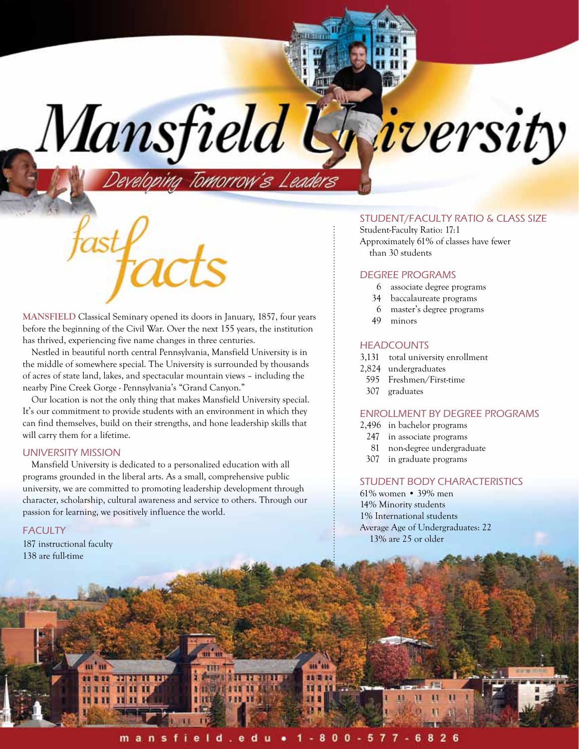# Mansfield University

*Developing Tomorrow's Leaders*

## fast facts

**MANSFIELD** Classical Seminary opened its doors in January, 1857, four years before the beginning of the Civil War. Over the next 155 years, the institution has thrived, experiencing five name changes in three centuries.

Nestled in beautiful north central Pennsylvania, Mansfield University is in the middle of somewhere special. The University is surrounded by thousands of acres of state land, lakes, and spectacular mountain views – including the nearby Pine Creek Gorge - Pennsylvania's "Grand Canyon."

Our location is not the only thing that makes Mansfield University special. It's our commitment to provide students with an environment in which they can find themselves, build on their strengths, and hone leadership skills that will carry them for a lifetime.

### UNIVERSITY MISSION

Mansfield University is dedicated to a personalized education with all programs grounded in the liberal arts. As a small, comprehensive public university, we are committed to promoting leadership development through character, scholarship, cultural awareness and service to others. Through our passion for learning, we positively influence the world.

### FACULTY

187 instructional faculty
138 are full-time

### STUDENT/FACULTY RATIO & CLASS SIZE

Student-Faculty Ratio: 17:1
Approximately 61% of classes have fewer than 30 students

### DEGREE PROGRAMS

- 6 associate degree programs
- 34 baccalaureate programs
- 6 master's degree programs
- 49 minors

### HEADCOUNTS

- 3,131 total university enrollment
- 2,824 undergraduates
- 595 Freshmen/First-time
- 307 graduates

### ENROLLMENT BY DEGREE PROGRAMS

- 2,496 in bachelor programs
- 247 in associate programs
- 81 non-degree undergraduate
- 307 in graduate programs

### STUDENT BODY CHARACTERISTICS

61% women • 39% men
14% Minority students
1% International students
Average Age of Undergraduates: 22
13% are 25 or older

mansfield.edu • 1-800-577-6826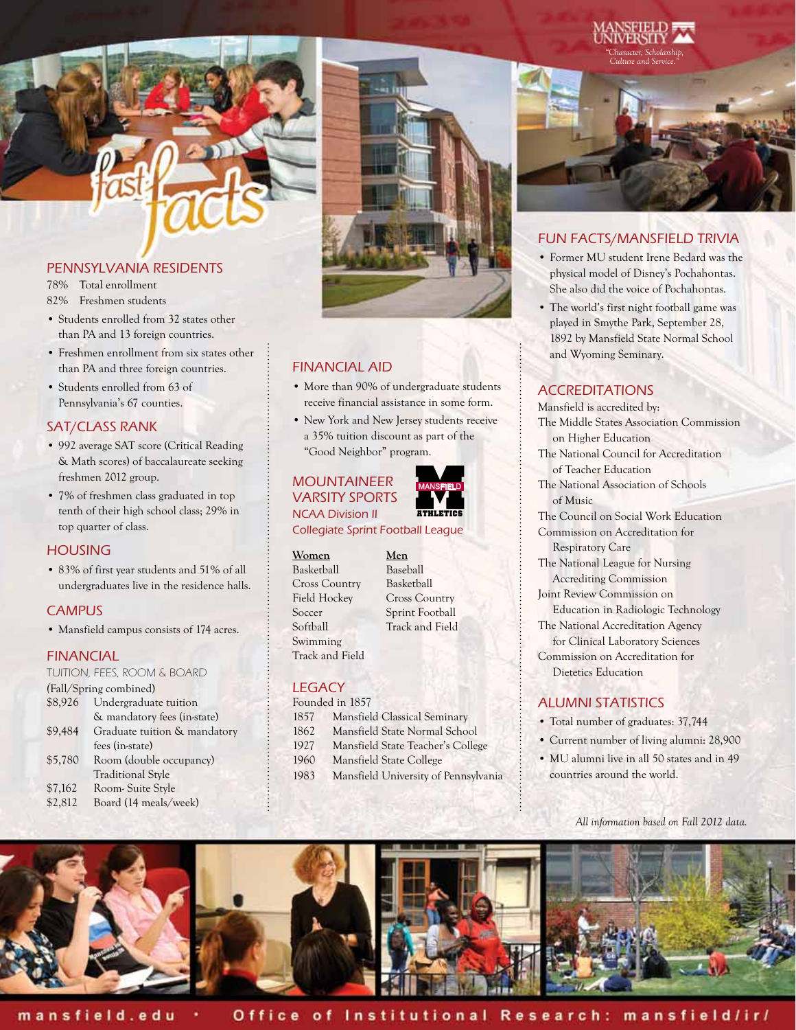MANSFIELD UNIVERSITY

*"Character, Scholarship, Culture and Service."*

# fast facts

## PENNSYLVANIA RESIDENTS

78% Total enrollment

82% Freshmen students

- Students enrolled from 32 states other than PA and 13 foreign countries.
- Freshmen enrollment from six states other than PA and three foreign countries.
- Students enrolled from 63 of Pennsylvania's 67 counties.

## SAT/CLASS RANK

- 992 average SAT score (Critical Reading & Math scores) of baccalaureate seeking freshmen 2012 group.
- 7% of freshmen class graduated in top tenth of their high school class; 29% in top quarter of class.

## HOUSING

- 83% of first year students and 51% of all undergraduates live in the residence halls.

## CAMPUS

- Mansfield campus consists of 174 acres.

## FINANCIAL

### TUITION, FEES, ROOM & BOARD

(Fall/Spring combined)

| | |
|---|---|
| $8,926 | Undergraduate tuition & mandatory fees (in-state) |
| $9,484 | Graduate tuition & mandatory fees (in-state) |
| $5,780 | Room (double occupancy) Traditional Style |
| $7,162 | Room- Suite Style |
| $2,812 | Board (14 meals/week) |

## FINANCIAL AID

- More than 90% of undergraduate students receive financial assistance in some form.
- New York and New Jersey students receive a 35% tuition discount as part of the "Good Neighbor" program.

## MOUNTAINEER VARSITY SPORTS

NCAA Division II

Collegiate Sprint Football League

| Women | Men |
|---|---|
| Basketball | Baseball |
| Cross Country | Basketball |
| Field Hockey | Cross Country |
| Soccer | Sprint Football |
| Softball | Track and Field |
| Swimming | |
| Track and Field | |

## LEGACY

Founded in 1857

| | |
|---|---|
| 1857 | Mansfield Classical Seminary |
| 1862 | Mansfield State Normal School |
| 1927 | Mansfield State Teacher's College |
| 1960 | Mansfield State College |
| 1983 | Mansfield University of Pennsylvania |

## FUN FACTS/MANSFIELD TRIVIA

- Former MU student Irene Bedard was the physical model of Disney's Pochahontas. She also did the voice of Pochahontas.
- The world's first night football game was played in Smythe Park, September 28, 1892 by Mansfield State Normal School and Wyoming Seminary.

## ACCREDITATIONS

Mansfield is accredited by:

The Middle States Association Commission on Higher Education

The National Council for Accreditation of Teacher Education

The National Association of Schools of Music

The Council on Social Work Education

Commission on Accreditation for Respiratory Care

The National League for Nursing Accrediting Commission

Joint Review Commission on Education in Radiologic Technology

The National Accreditation Agency for Clinical Laboratory Sciences

Commission on Accreditation for Dietetics Education

## ALUMNI STATISTICS

- Total number of graduates: 37,744
- Current number of living alumni: 28,900
- MU alumni live in all 50 states and in 49 countries around the world.

*All information based on Fall 2012 data.*

mansfield.edu • Office of Institutional Research: mansfield/ir/